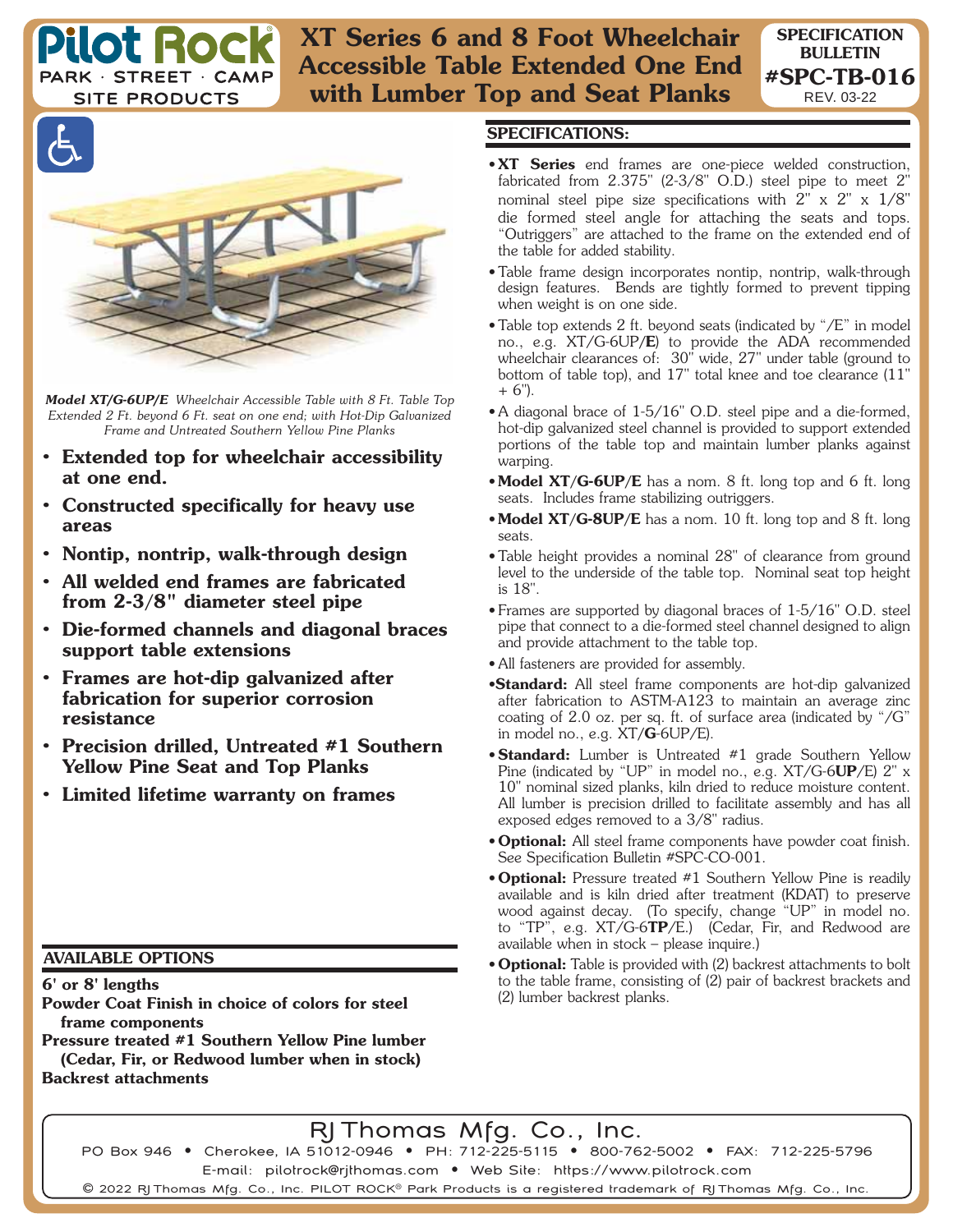# Pilot Rock

PARK · STREET · CAMP SITE PRODUCTS

# XT Series 6 and 8 Foot Wheelchair Accessible Table Extended One End with Lumber Top and Seat Planks

**SPECIFICATION BULLETIN #SPC-TB-016**
REV. 03-22

*Model XT/G-6UP/E Wheelchair Accessible Table with 8 Ft. Table Top Extended 2 Ft. beyond 6 Ft. seat on one end; with Hot-Dip Galvanized Frame and Untreated Southern Yellow Pine Planks*

- **Extended top for wheelchair accessibility at one end.**
- **Constructed specifically for heavy use areas**
- **Nontip, nontrip, walk-through design**
- **All welded end frames are fabricated from 2-3/8" diameter steel pipe**
- **Die-formed channels and diagonal braces support table extensions**
- **Frames are hot-dip galvanized after fabrication for superior corrosion resistance**
- **Precision drilled, Untreated #1 Southern Yellow Pine Seat and Top Planks**
- **Limited lifetime warranty on frames**

## AVAILABLE OPTIONS

**6' or 8' lengths**
**Powder Coat Finish in choice of colors for steel frame components**
**Pressure treated #1 Southern Yellow Pine lumber (Cedar, Fir, or Redwood lumber when in stock)**
**Backrest attachments**

## SPECIFICATIONS:

- **XT Series** end frames are one-piece welded construction, fabricated from 2.375" (2-3/8" O.D.) steel pipe to meet 2" nominal steel pipe size specifications with 2" x 2" x 1/8" die formed steel angle for attaching the seats and tops. "Outriggers" are attached to the frame on the extended end of the table for added stability.
- Table frame design incorporates nontip, nontrip, walk-through design features. Bends are tightly formed to prevent tipping when weight is on one side.
- Table top extends 2 ft. beyond seats (indicated by "/E" in model no., e.g. XT/G-6UP/**E**) to provide the ADA recommended wheelchair clearances of: 30" wide, 27" under table (ground to bottom of table top), and 17" total knee and toe clearance (11" + 6").
- A diagonal brace of 1-5/16" O.D. steel pipe and a die-formed, hot-dip galvanized steel channel is provided to support extended portions of the table top and maintain lumber planks against warping.
- **Model XT/G-6UP/E** has a nom. 8 ft. long top and 6 ft. long seats. Includes frame stabilizing outriggers.
- **Model XT/G-8UP/E** has a nom. 10 ft. long top and 8 ft. long seats.
- Table height provides a nominal 28" of clearance from ground level to the underside of the table top. Nominal seat top height is 18".
- Frames are supported by diagonal braces of 1-5/16" O.D. steel pipe that connect to a die-formed steel channel designed to align and provide attachment to the table top.
- All fasteners are provided for assembly.
- **Standard:** All steel frame components are hot-dip galvanized after fabrication to ASTM-A123 to maintain an average zinc coating of 2.0 oz. per sq. ft. of surface area (indicated by "/G" in model no., e.g. XT/**G**-6UP/E).
- **Standard:** Lumber is Untreated #1 grade Southern Yellow Pine (indicated by "UP" in model no., e.g. XT/G-6**UP**/E) 2" x 10" nominal sized planks, kiln dried to reduce moisture content. All lumber is precision drilled to facilitate assembly and has all exposed edges removed to a 3/8" radius.
- **Optional:** All steel frame components have powder coat finish. See Specification Bulletin #SPC-CO-001.
- **Optional:** Pressure treated #1 Southern Yellow Pine is readily available and is kiln dried after treatment (KDAT) to preserve wood against decay. (To specify, change "UP" in model no. to "TP", e.g. XT/G-6**TP**/E.) (Cedar, Fir, and Redwood are available when in stock – please inquire.)
- **Optional:** Table is provided with (2) backrest attachments to bolt to the table frame, consisting of (2) pair of backrest brackets and (2) lumber backrest planks.

RJ Thomas Mfg. Co., Inc.
PO Box 946 • Cherokee, IA 51012-0946 • PH: 712-225-5115 • 800-762-5002 • FAX: 712-225-5796
E-mail: pilotrock@rjthomas.com • Web Site: https://www.pilotrock.com
© 2022 RJ Thomas Mfg. Co., Inc. PILOT ROCK® Park Products is a registered trademark of RJ Thomas Mfg. Co., Inc.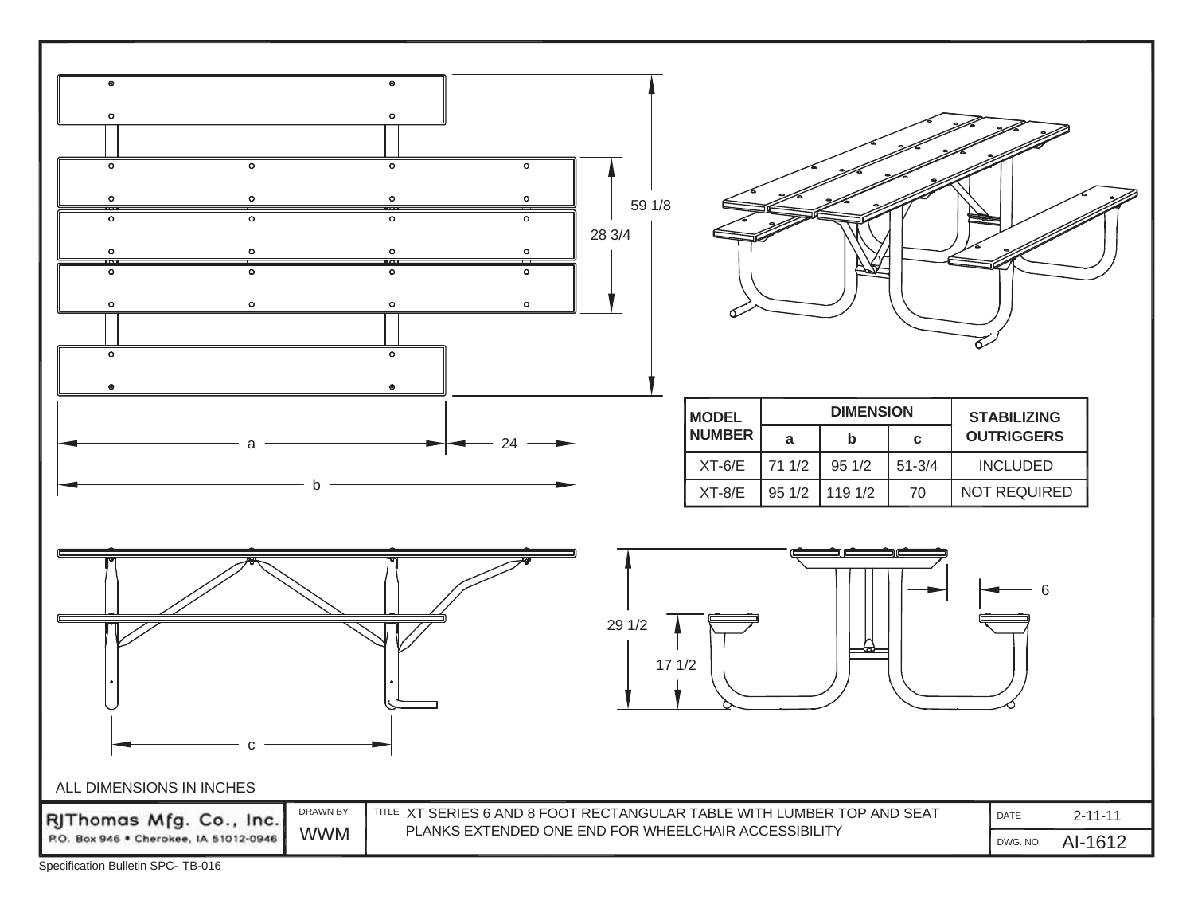59 1/8

28 3/4

a

24

b

| MODEL NUMBER | DIMENSION | | | STABILIZING OUTRIGGERS |
|---|---|---|---|---|
| | a | b | c | |
| XT-6/E | 71 1/2 | 95 1/2 | 51-3/4 | INCLUDED |
| XT-8/E | 95 1/2 | 119 1/2 | 70 | NOT REQUIRED |

6

29 1/2

17 1/2

c

ALL DIMENSIONS IN INCHES

RJThomas Mfg. Co., Inc.
P.O. Box 946 • Cherokee, IA 51012-0946

DRAWN BY: WWM

TITLE: XT SERIES 6 AND 8 FOOT RECTANGULAR TABLE WITH LUMBER TOP AND SEAT PLANKS EXTENDED ONE END FOR WHEELCHAIR ACCESSIBILITY

DATE: 2-11-11

DWG. NO. AI-1612

Specification Bulletin SPC- TB-016